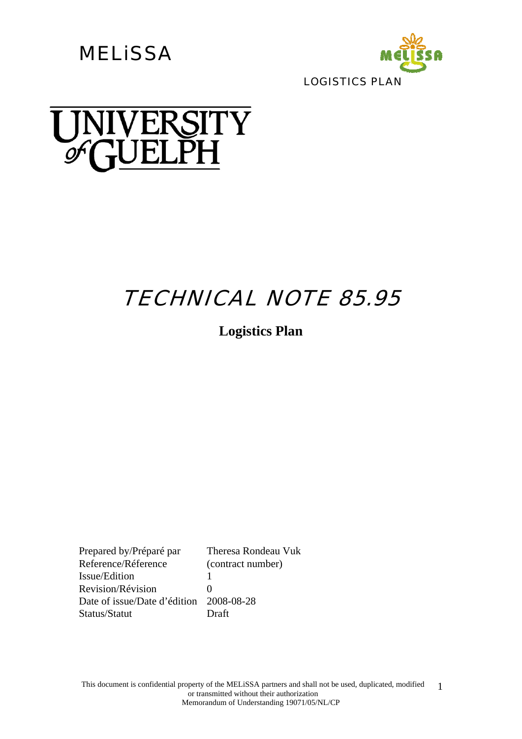MELiSSA

LOGISTICS PLAN

UNIVERSITY of GUELPH

# TECHNICAL NOTE 85.95

## Logistics Plan

| | |
|---|---|
| Prepared by/Préparé par | Theresa Rondeau Vuk |
| Reference/Réference | (contract number) |
| Issue/Edition | 1 |
| Revision/Révision | 0 |
| Date of issue/Date d'édition | 2008-08-28 |
| Status/Statut | Draft |

This document is confidential property of the MELiSSA partners and shall not be used, duplicated, modified or transmitted without their authorization
Memorandum of Understanding 19071/05/NL/CP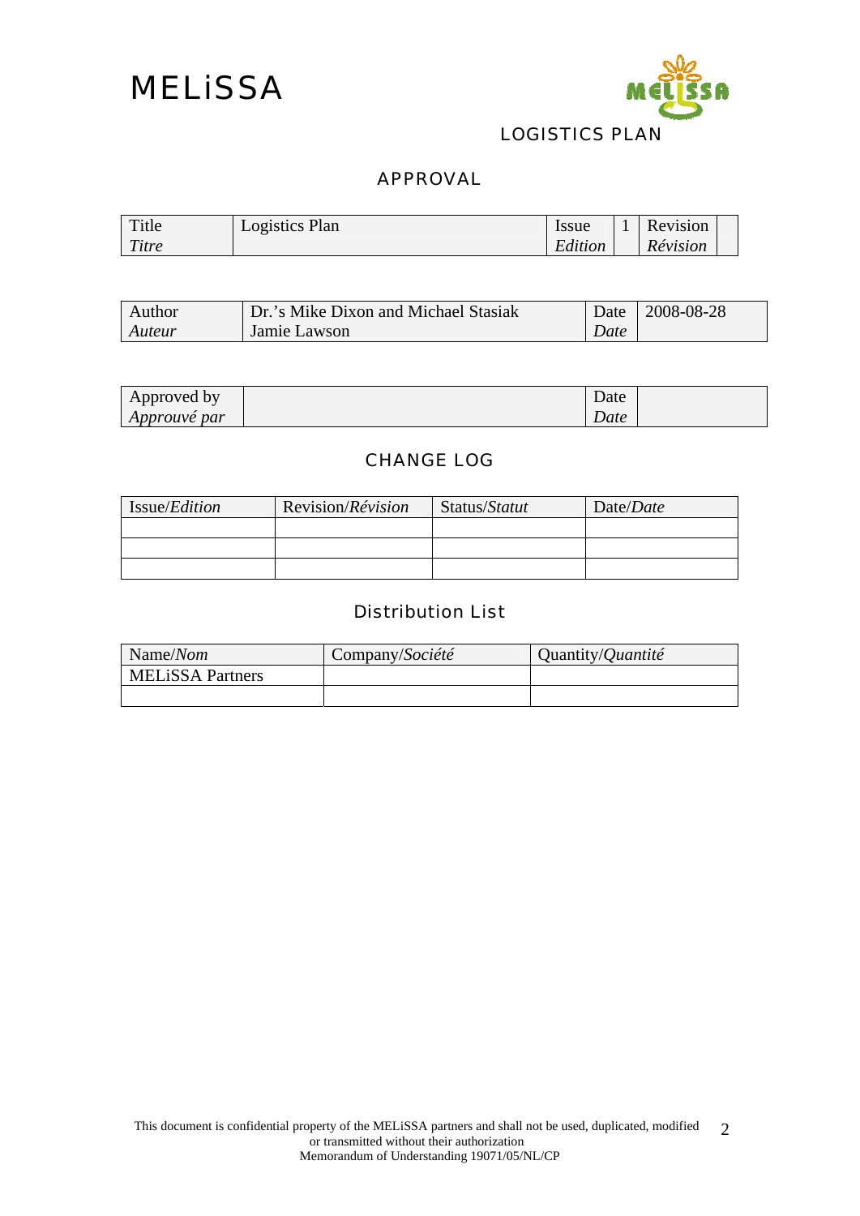MELiSSA

LOGISTICS PLAN

## APPROVAL

| | | | | | |
|---|---|---|---|---|---|
| Title *Titre* | Logistics Plan | Issue *Edition* | 1 | Revision *Révision* | |

| | | | |
|---|---|---|---|
| Author *Auteur* | Dr.'s Mike Dixon and Michael Stasiak Jamie Lawson | Date *Date* | 2008-08-28 |

| | | | |
|---|---|---|---|
| Approved by *Approuvé par* | | Date *Date* | |

## CHANGE LOG

| Issue/*Edition* | Revision/*Révision* | Status/*Statut* | Date/*Date* |
|---|---|---|---|
| | | | |
| | | | |
| | | | |

## Distribution List

| Name/*Nom* | Company/*Société* | Quantity/*Quantité* |
|---|---|---|
| MELiSSA Partners | | |
| | | |

This document is confidential property of the MELiSSA partners and shall not be used, duplicated, modified or transmitted without their authorization
Memorandum of Understanding 19071/05/NL/CP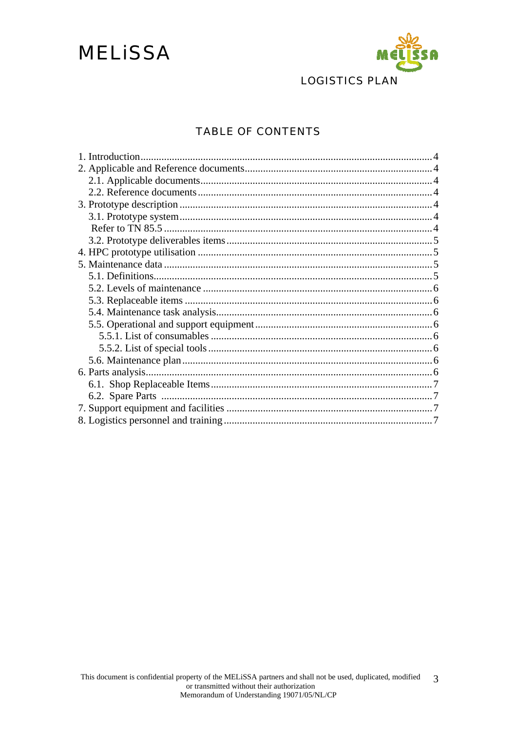## TABLE OF CONTENTS

1. Introduction ........................................ 4
2. Applicable and Reference documents ........................................ 4
   - 2.1. Applicable documents ........................................ 4
   - 2.2. Reference documents ........................................ 4
3. Prototype description ........................................ 4
   - 3.1. Prototype system ........................................ 4
   - Refer to TN 85.5 ........................................ 4
   - 3.2. Prototype deliverables items ........................................ 5
4. HPC prototype utilisation ........................................ 5
5. Maintenance data ........................................ 5
   - 5.1. Definitions ........................................ 5
   - 5.2. Levels of maintenance ........................................ 6
   - 5.3. Replaceable items ........................................ 6
   - 5.4. Maintenance task analysis ........................................ 6
   - 5.5. Operational and support equipment ........................................ 6
     - 5.5.1. List of consumables ........................................ 6
     - 5.5.2. List of special tools ........................................ 6
   - 5.6. Maintenance plan ........................................ 6
6. Parts analysis ........................................ 6
   - 6.1. Shop Replaceable Items ........................................ 7
   - 6.2. Spare Parts ........................................ 7
7. Support equipment and facilities ........................................ 7
8. Logistics personnel and training ........................................ 7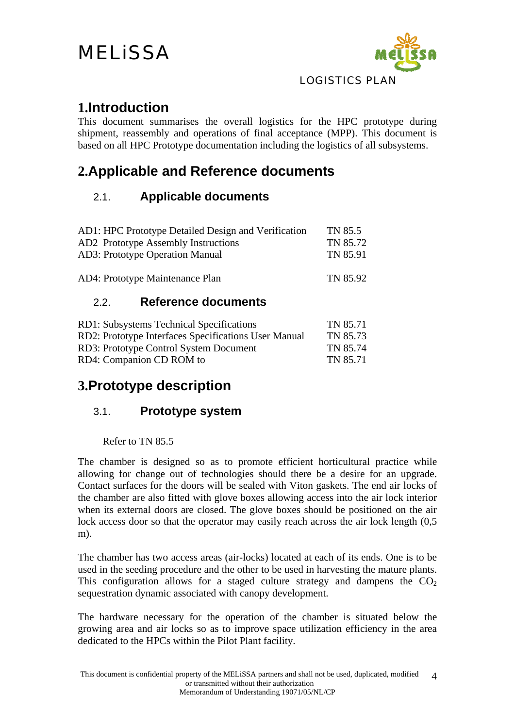# 1. Introduction

This document summarises the overall logistics for the HPC prototype during shipment, reassembly and operations of final acceptance (MPP). This document is based on all HPC Prototype documentation including the logistics of all subsystems.

# 2. Applicable and Reference documents

## 2.1. Applicable documents

| | |
|---|---|
| AD1: HPC Prototype Detailed Design and Verification | TN 85.5 |
| AD2 Prototype Assembly Instructions | TN 85.72 |
| AD3: Prototype Operation Manual | TN 85.91 |
| AD4: Prototype Maintenance Plan | TN 85.92 |

## 2.2. Reference documents

| | |
|---|---|
| RD1: Subsystems Technical Specifications | TN 85.71 |
| RD2: Prototype Interfaces Specifications User Manual | TN 85.73 |
| RD3: Prototype Control System Document | TN 85.74 |
| RD4: Companion CD ROM to | TN 85.71 |

# 3. Prototype description

## 3.1. Prototype system

Refer to TN 85.5

The chamber is designed so as to promote efficient horticultural practice while allowing for change out of technologies should there be a desire for an upgrade. Contact surfaces for the doors will be sealed with Viton gaskets. The end air locks of the chamber are also fitted with glove boxes allowing access into the air lock interior when its external doors are closed. The glove boxes should be positioned on the air lock access door so that the operator may easily reach across the air lock length (0,5 m).

The chamber has two access areas (air-locks) located at each of its ends. One is to be used in the seeding procedure and the other to be used in harvesting the mature plants. This configuration allows for a staged culture strategy and dampens the $CO_2$ sequestration dynamic associated with canopy development.

The hardware necessary for the operation of the chamber is situated below the growing area and air locks so as to improve space utilization efficiency in the area dedicated to the HPCs within the Pilot Plant facility.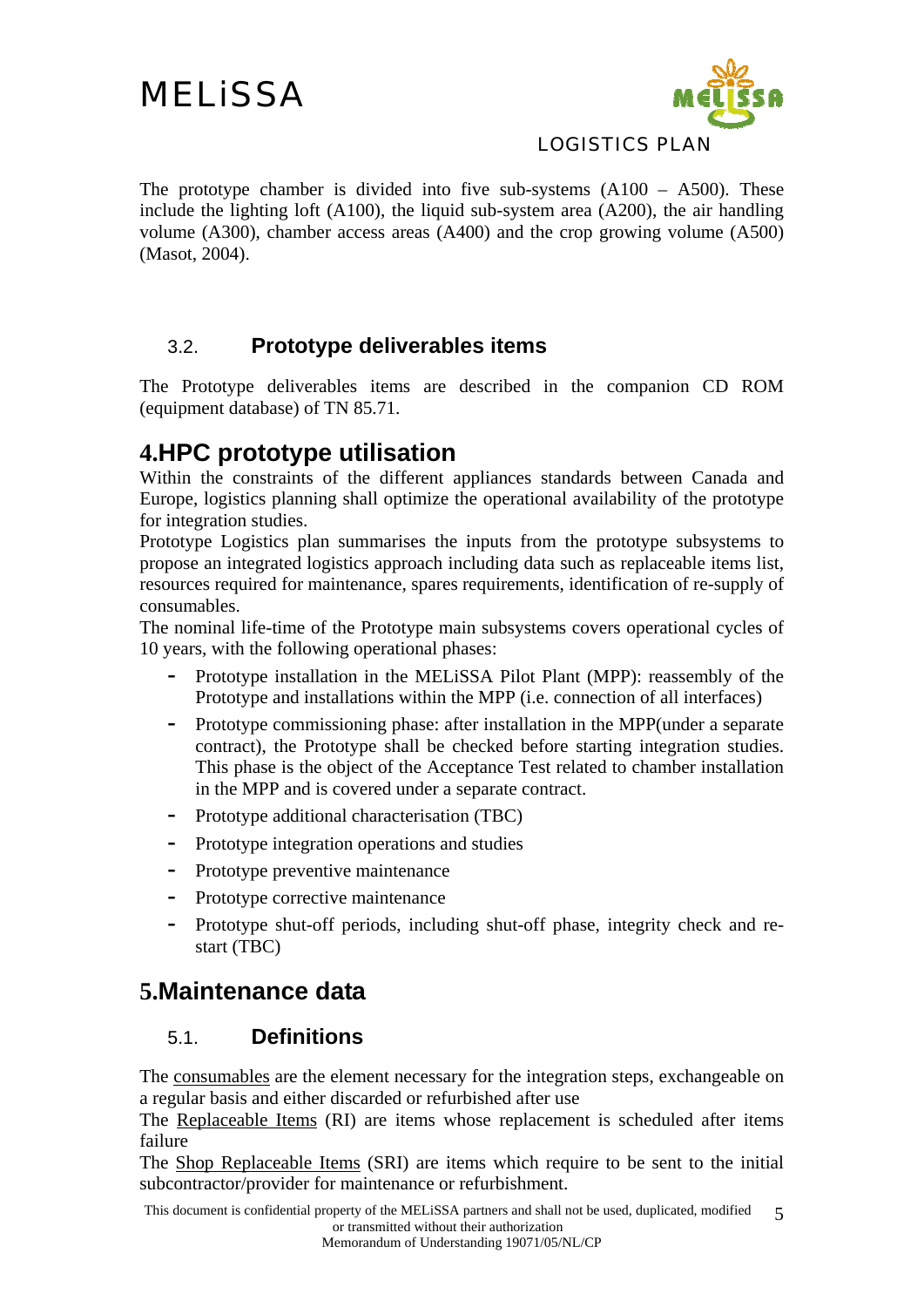The prototype chamber is divided into five sub-systems (A100 – A500). These include the lighting loft (A100), the liquid sub-system area (A200), the air handling volume (A300), chamber access areas (A400) and the crop growing volume (A500) (Masot, 2004).

### 3.2. Prototype deliverables items

The Prototype deliverables items are described in the companion CD ROM (equipment database) of TN 85.71.

## 4. HPC prototype utilisation

Within the constraints of the different appliances standards between Canada and Europe, logistics planning shall optimize the operational availability of the prototype for integration studies.

Prototype Logistics plan summarises the inputs from the prototype subsystems to propose an integrated logistics approach including data such as replaceable items list, resources required for maintenance, spares requirements, identification of re-supply of consumables.

The nominal life-time of the Prototype main subsystems covers operational cycles of 10 years, with the following operational phases:

- Prototype installation in the MELiSSA Pilot Plant (MPP): reassembly of the Prototype and installations within the MPP (i.e. connection of all interfaces)
- Prototype commissioning phase: after installation in the MPP(under a separate contract), the Prototype shall be checked before starting integration studies. This phase is the object of the Acceptance Test related to chamber installation in the MPP and is covered under a separate contract.
- Prototype additional characterisation (TBC)
- Prototype integration operations and studies
- Prototype preventive maintenance
- Prototype corrective maintenance
- Prototype shut-off periods, including shut-off phase, integrity check and re-start (TBC)

## 5. Maintenance data

### 5.1. Definitions

The consumables are the element necessary for the integration steps, exchangeable on a regular basis and either discarded or refurbished after use

The Replaceable Items (RI) are items whose replacement is scheduled after items failure

The Shop Replaceable Items (SRI) are items which require to be sent to the initial subcontractor/provider for maintenance or refurbishment.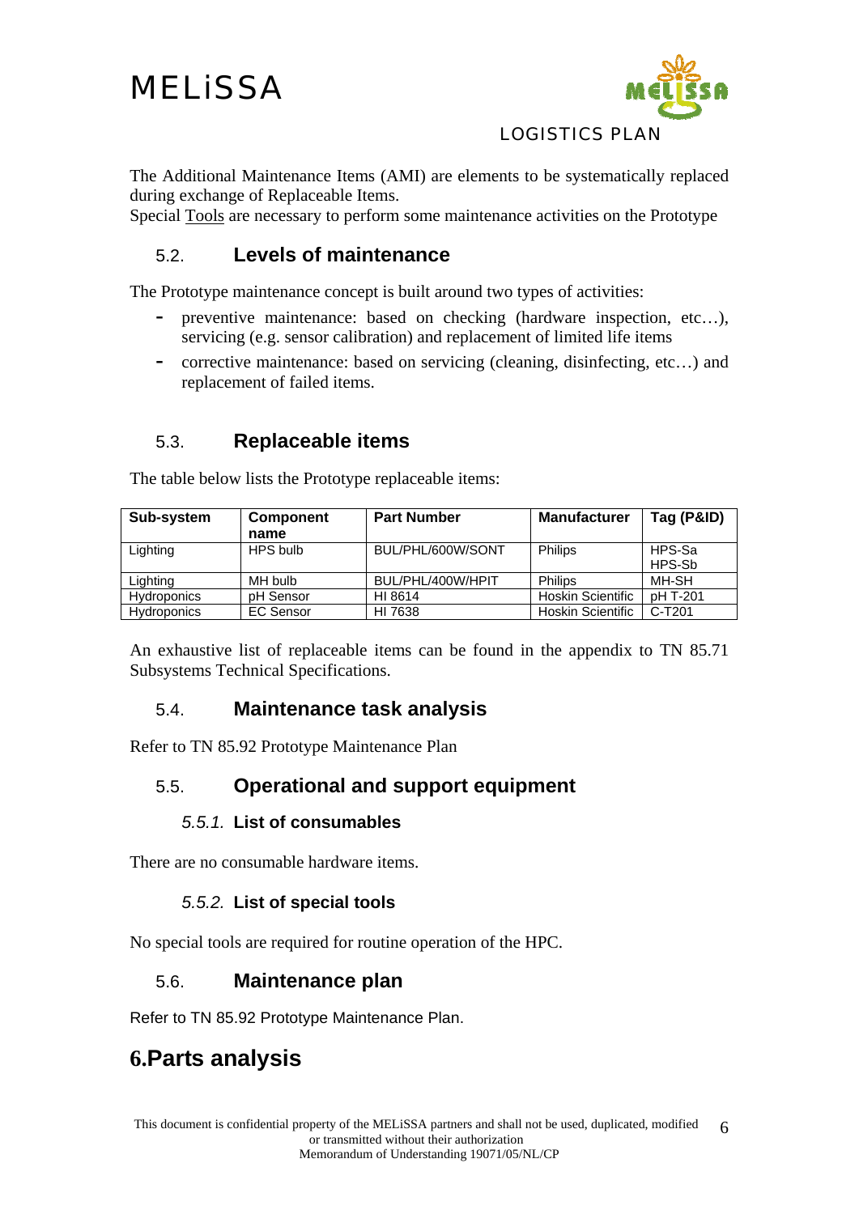The Additional Maintenance Items (AMI) are elements to be systematically replaced during exchange of Replaceable Items.
Special Tools are necessary to perform some maintenance activities on the Prototype

## 5.2. Levels of maintenance

The Prototype maintenance concept is built around two types of activities:

- preventive maintenance: based on checking (hardware inspection, etc…), servicing (e.g. sensor calibration) and replacement of limited life items
- corrective maintenance: based on servicing (cleaning, disinfecting, etc…) and replacement of failed items.

## 5.3. Replaceable items

The table below lists the Prototype replaceable items:

| Sub-system | Component name | Part Number | Manufacturer | Tag (P&ID) |
|---|---|---|---|---|
| Lighting | HPS bulb | BUL/PHL/600W/SONT | Philips | HPS-Sa HPS-Sb |
| Lighting | MH bulb | BUL/PHL/400W/HPIT | Philips | MH-SH |
| Hydroponics | pH Sensor | HI 8614 | Hoskin Scientific | pH T-201 |
| Hydroponics | EC Sensor | HI 7638 | Hoskin Scientific | C-T201 |

An exhaustive list of replaceable items can be found in the appendix to TN 85.71 Subsystems Technical Specifications.

## 5.4. Maintenance task analysis

Refer to TN 85.92 Prototype Maintenance Plan

## 5.5. Operational and support equipment

### *5.5.1.* List of consumables

There are no consumable hardware items.

### *5.5.2.* List of special tools

No special tools are required for routine operation of the HPC.

## 5.6. Maintenance plan

Refer to TN 85.92 Prototype Maintenance Plan.

# 6. Parts analysis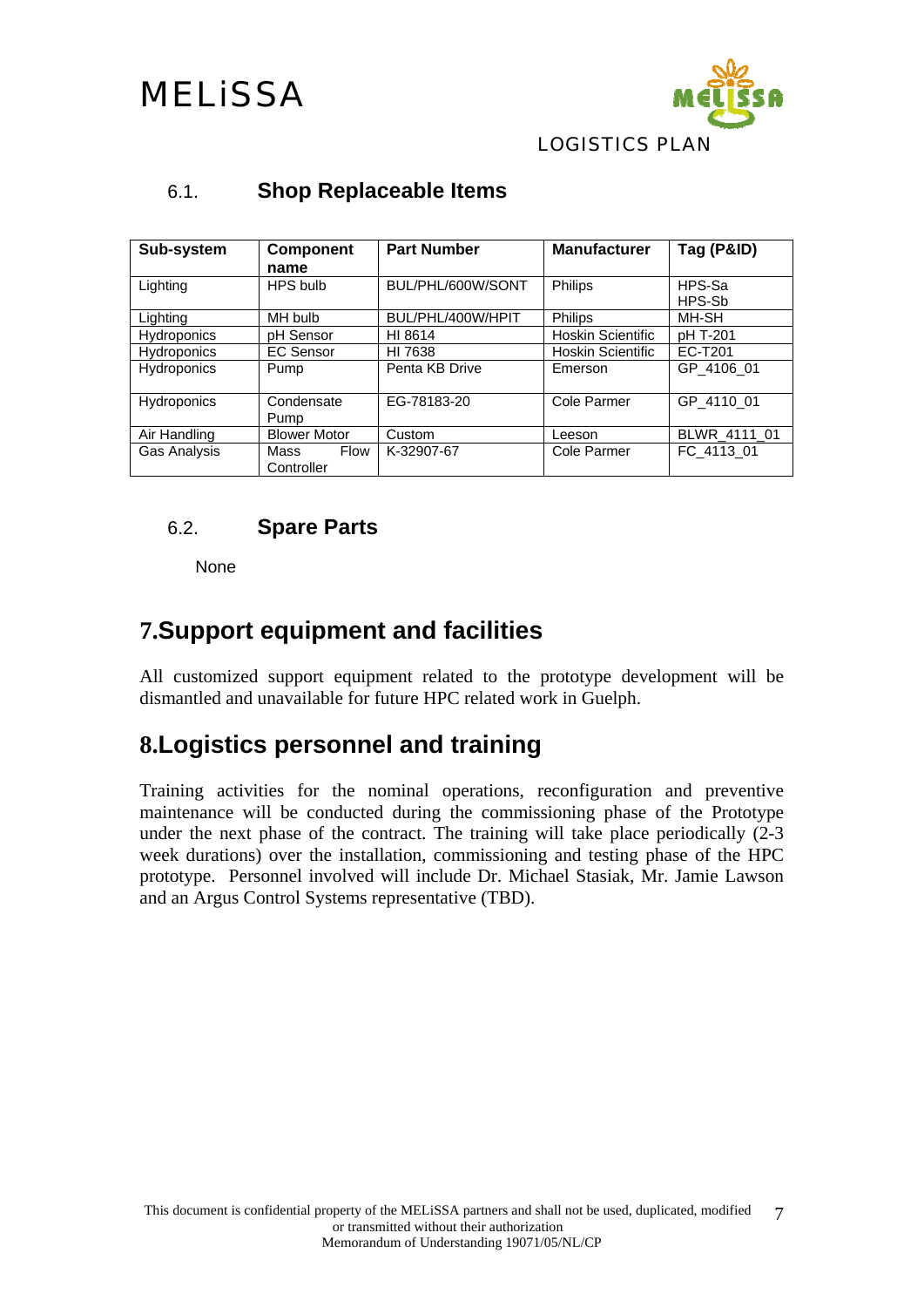### 6.1. Shop Replaceable Items

| Sub-system | Component name | Part Number | Manufacturer | Tag (P&ID) |
|---|---|---|---|---|
| Lighting | HPS bulb | BUL/PHL/600W/SONT | Philips | HPS-Sa HPS-Sb |
| Lighting | MH bulb | BUL/PHL/400W/HPIT | Philips | MH-SH |
| Hydroponics | pH Sensor | HI 8614 | Hoskin Scientific | pH T-201 |
| Hydroponics | EC Sensor | HI 7638 | Hoskin Scientific | EC-T201 |
| Hydroponics | Pump | Penta KB Drive | Emerson | GP_4106_01 |
| Hydroponics | Condensate Pump | EG-78183-20 | Cole Parmer | GP_4110_01 |
| Air Handling | Blower Motor | Custom | Leeson | BLWR_4111_01 |
| Gas Analysis | Mass Flow Controller | K-32907-67 | Cole Parmer | FC_4113_01 |

### 6.2. Spare Parts

None

## 7. Support equipment and facilities

All customized support equipment related to the prototype development will be dismantled and unavailable for future HPC related work in Guelph.

## 8. Logistics personnel and training

Training activities for the nominal operations, reconfiguration and preventive maintenance will be conducted during the commissioning phase of the Prototype under the next phase of the contract. The training will take place periodically (2-3 week durations) over the installation, commissioning and testing phase of the HPC prototype. Personnel involved will include Dr. Michael Stasiak, Mr. Jamie Lawson and an Argus Control Systems representative (TBD).